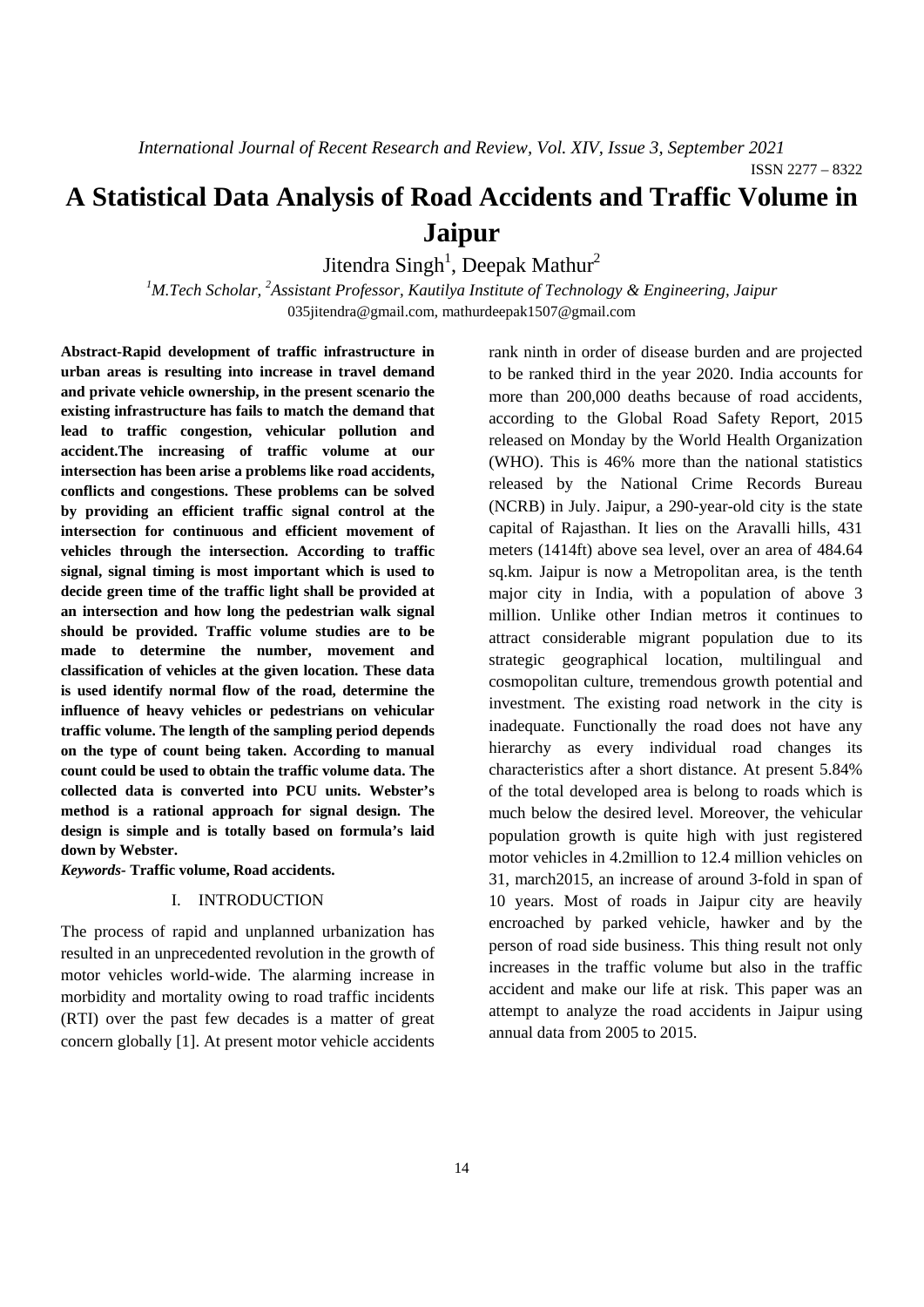# A Statistical Data Analysis of Road Accidents and Traffic Volume in Jaipur

Jitendra Singh[1], Deepak Mathur[2]

[1]*M.Tech Scholar,* [2]*Assistant Professor, Kautilya Institute of Technology & Engineering, Jaipur*

035jitendra@gmail.com, mathurdeepak1507@gmail.com

**Abstract-Rapid development of traffic infrastructure in urban areas is resulting into increase in travel demand and private vehicle ownership, in the present scenario the existing infrastructure has fails to match the demand that lead to traffic congestion, vehicular pollution and accident.The increasing of traffic volume at our intersection has been arise a problems like road accidents, conflicts and congestions. These problems can be solved by providing an efficient traffic signal control at the intersection for continuous and efficient movement of vehicles through the intersection. According to traffic signal, signal timing is most important which is used to decide green time of the traffic light shall be provided at an intersection and how long the pedestrian walk signal should be provided. Traffic volume studies are to be made to determine the number, movement and classification of vehicles at the given location. These data is used identify normal flow of the road, determine the influence of heavy vehicles or pedestrians on vehicular traffic volume. The length of the sampling period depends on the type of count being taken. According to manual count could be used to obtain the traffic volume data. The collected data is converted into PCU units. Webster's method is a rational approach for signal design. The design is simple and is totally based on formula's laid down by Webster.**

***Keywords-*** **Traffic volume, Road accidents.**

## I. INTRODUCTION

The process of rapid and unplanned urbanization has resulted in an unprecedented revolution in the growth of motor vehicles world-wide. The alarming increase in morbidity and mortality owing to road traffic incidents (RTI) over the past few decades is a matter of great concern globally [1]. At present motor vehicle accidents rank ninth in order of disease burden and are projected to be ranked third in the year 2020. India accounts for more than 200,000 deaths because of road accidents, according to the Global Road Safety Report, 2015 released on Monday by the World Health Organization (WHO). This is 46% more than the national statistics released by the National Crime Records Bureau (NCRB) in July. Jaipur, a 290-year-old city is the state capital of Rajasthan. It lies on the Aravalli hills, 431 meters (1414ft) above sea level, over an area of 484.64 sq.km. Jaipur is now a Metropolitan area, is the tenth major city in India, with a population of above 3 million. Unlike other Indian metros it continues to attract considerable migrant population due to its strategic geographical location, multilingual and cosmopolitan culture, tremendous growth potential and investment. The existing road network in the city is inadequate. Functionally the road does not have any hierarchy as every individual road changes its characteristics after a short distance. At present 5.84% of the total developed area is belong to roads which is much below the desired level. Moreover, the vehicular population growth is quite high with just registered motor vehicles in 4.2million to 12.4 million vehicles on 31, march2015, an increase of around 3-fold in span of 10 years. Most of roads in Jaipur city are heavily encroached by parked vehicle, hawker and by the person of road side business. This thing result not only increases in the traffic volume but also in the traffic accident and make our life at risk. This paper was an attempt to analyze the road accidents in Jaipur using annual data from 2005 to 2015.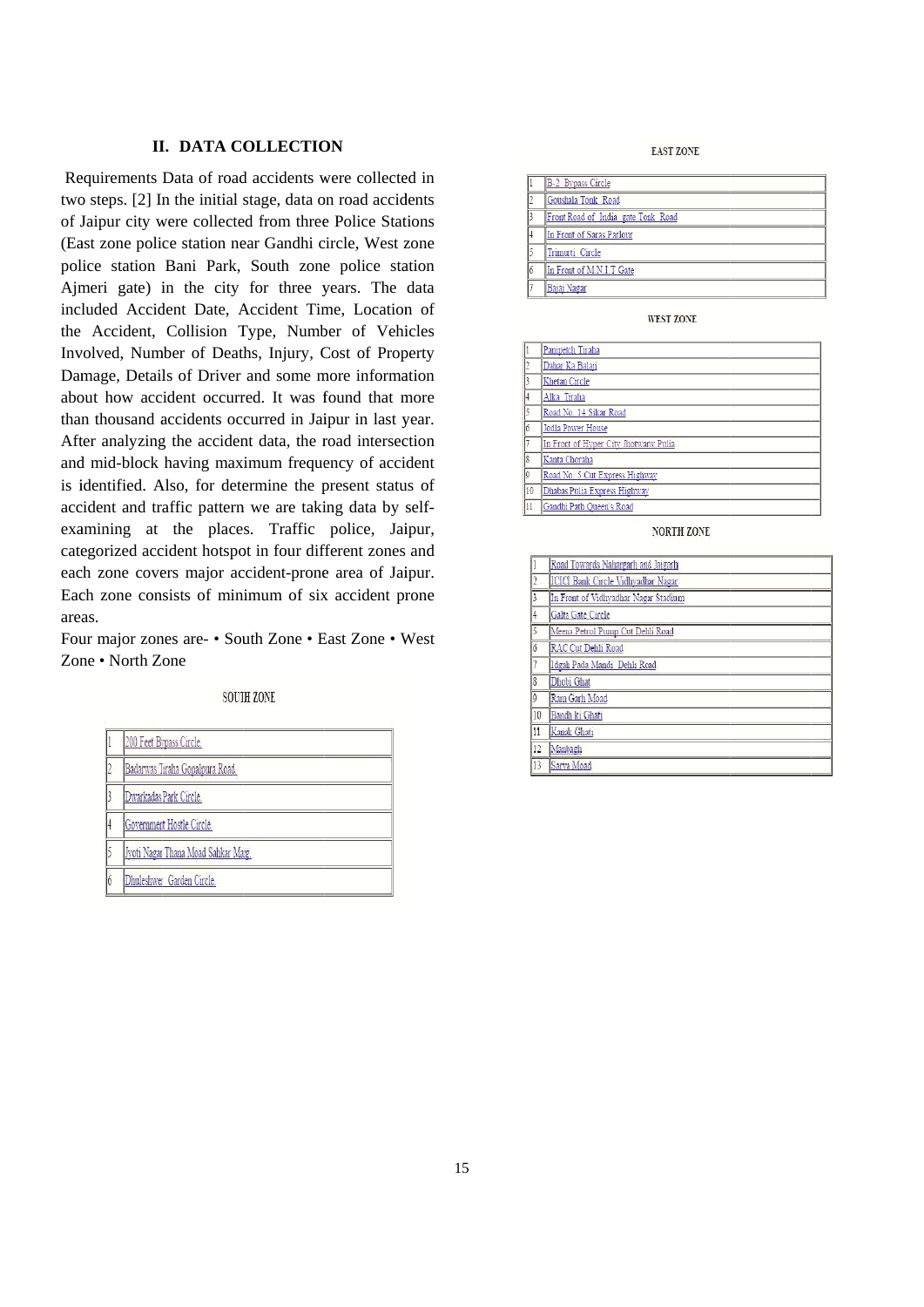## II. DATA COLLECTION

Requirements Data of road accidents were collected in two steps. [2] In the initial stage, data on road accidents of Jaipur city were collected from three Police Stations (East zone police station near Gandhi circle, West zone police station Bani Park, South zone police station Ajmeri gate) in the city for three years. The data included Accident Date, Accident Time, Location of the Accident, Collision Type, Number of Vehicles Involved, Number of Deaths, Injury, Cost of Property Damage, Details of Driver and some more information about how accident occurred. It was found that more than thousand accidents occurred in Jaipur in last year. After analyzing the accident data, the road intersection and mid-block having maximum frequency of accident is identified. Also, for determine the present status of accident and traffic pattern we are taking data by self-examining at the places. Traffic police, Jaipur, categorized accident hotspot in four different zones and each zone covers major accident-prone area of Jaipur. Each zone consists of minimum of six accident prone areas.

Four major zones are- • South Zone • East Zone • West Zone • North Zone

SOUTH ZONE

| | |
|---|---|
| 1 | 200 Feet Bypass Circle. |
| 2 | Badarwas Tiraha Gopalpura Road. |
| 3 | Dwarkadas Park Circle. |
| 4 | Government Hostle Circle. |
| 5 | Jyoti Nagar Thana Moad Sahkar Marg. |
| 6 | Dhuleshwer Garden Circle. |

EAST ZONE

| | |
|---|---|
| 1 | B-2 Bypass Circle |
| 2 | Goushala Tonk Road |
| 3 | Front Road of India gate Tonk Road |
| 4 | In Front of Saras Parlour |
| 5 | Trimurti Circle |
| 6 | In Front of M.N.I.T Gate |
| 7 | Bajaj Nagar |

WEST ZONE

| | |
|---|---|
| 1 | Panipetch Tiraha |
| 2 | Dahar Ka Balaji |
| 3 | Khetan Circle |
| 4 | Alka Tiraha |
| 5 | Road No. 14 Sikar Road |
| 6 | Jodla Power House |
| 7 | In Front of Hyper City Jhotwara Pulia |
| 8 | Kanta Choraha |
| 9 | Road No. 5 Cut Express Highway |
| 10 | Dhabas Pulia Express Highway |
| 11 | Gandhi Path Queen's Road |

NORTH ZONE

| | |
|---|---|
| 1 | Road Towards Nahargarh and Jaigarh |
| 2 | ICICI Bank Circle Vidhyadhar Nagar |
| 3 | In Front of Vidhyadhar Nagar Stadium |
| 4 | Galta Gate Circle |
| 5 | Meena Petrol Pump Cut Delhi Road |
| 6 | RAC Cut Delhi Road |
| 7 | Idgah Pada Mandi Delhi Road |
| 8 | Dhobi Ghat |
| 9 | Ram Garh Moad |
| 10 | Bandh ki Ghati |
| 11 | Kanak Ghati |
| 12 | Manbagh |
| 13 | Sarva Moad |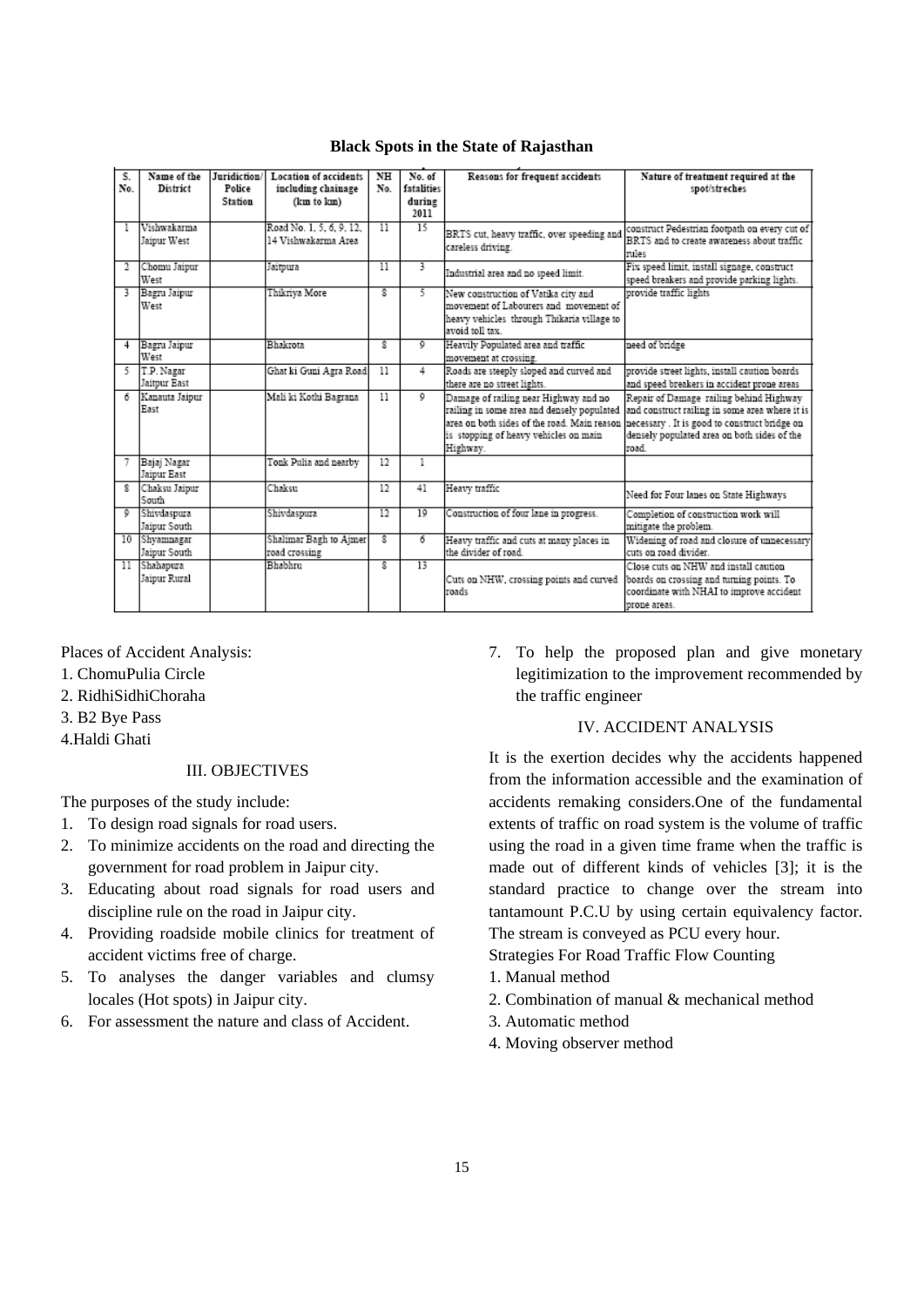**Black Spots in the State of Rajasthan**

| S. No. | Name of the District | Juridiction/ Police Station | Location of accidents including chainage (km to km) | NH No. | No. of fatalities during 2011 | Reasons for frequent accidents | Nature of treatment required at the spot/streches |
|---|---|---|---|---|---|---|---|
| 1 | Vishwakarma Jaipur West | | Road No. 1, 5, 6, 9, 12, 14 Vishwakarma Area | 11 | 15 | BRTS cut, heavy traffic, over speeding and careless driving. | construct Pedestrian footpath on every cut of BRTS and to create awareness about traffic rules |
| 2 | Chomu Jaipur West | | Jaitpura | 11 | 3 | Industrial area and no speed limit. | Fix speed limit, install signage, construct speed breakers and provide parking lights. |
| 3 | Bagru Jaipur West | | Thikriya More | 8 | 5 | New construction of Vatika city and movement of Labourers and movement of heavy vehicles through Thikaria village to avoid toll tax. | provide traffic lights |
| 4 | Bagru Jaipur West | | Bhakrota | 8 | 9 | Heavily Populated area and traffic movement at crossing. | need of bridge |
| 5 | T.P. Nagar Jaitpur East | | Ghat ki Guni Agra Road | 11 | 4 | Roads are steeply sloped and curved and there are no street lights. | provide street lights, install caution boards and speed breakers in accident prone areas |
| 6 | Kanauta Jaipur East | | Mali ki Kothi Bagrana | 11 | 9 | Damage of railing near Highway and no railing in some area and densely populated area on both sides of the road. Main reason is stopping of heavy vehicles on main Highway. | Repair of Damage railing behind Highway and construct railing in some area where it is necessary . It is good to construct bridge on densely populated area on both sides of the road. |
| 7 | Bajaj Nagar Jaipur East | | Tonk Pulia and nearby | 12 | 1 | | |
| 8 | Chaksu Jaipur South | | Chaksu | 12 | 41 | Heavy traffic | Need for Four lanes on State Highways |
| 9 | Shivdaspura Jaipur South | | Shivdaspura | 12 | 19 | Construction of four lane in progress. | Completion of construction work will mitigate the problem. |
| 10 | Shyamnagar Jaipur South | | Shalimar Bagh to Ajmer road crossing | 8 | 6 | Heavy traffic and cuts at many places in the divider of road. | Widening of road and closure of unnecessary cuts on road divider. |
| 11 | Shahapura Jaipur Rural | | Bhabhru | 8 | 13 | Cuts on NHW, crossing points and curved roads | Close cuts on NHW and install caution boards on crossing and turning points. To coordinate with NHAI to improve accident prone areas. |

Places of Accident Analysis:
1. ChomuPulia Circle
2. RidhiSidhiChoraha
3. B2 Bye Pass
4.Haldi Ghati

## III. OBJECTIVES

The purposes of the study include:

1. To design road signals for road users.
2. To minimize accidents on the road and directing the government for road problem in Jaipur city.
3. Educating about road signals for road users and discipline rule on the road in Jaipur city.
4. Providing roadside mobile clinics for treatment of accident victims free of charge.
5. To analyses the danger variables and clumsy locales (Hot spots) in Jaipur city.
6. For assessment the nature and class of Accident.
7. To help the proposed plan and give monetary legitimization to the improvement recommended by the traffic engineer

## IV. ACCIDENT ANALYSIS

It is the exertion decides why the accidents happened from the information accessible and the examination of accidents remaking considers.One of the fundamental extents of traffic on road system is the volume of traffic using the road in a given time frame when the traffic is made out of different kinds of vehicles [3]; it is the standard practice to change over the stream into tantamount P.C.U by using certain equivalency factor. The stream is conveyed as PCU every hour.

Strategies For Road Traffic Flow Counting

1. Manual method
2. Combination of manual & mechanical method
3. Automatic method
4. Moving observer method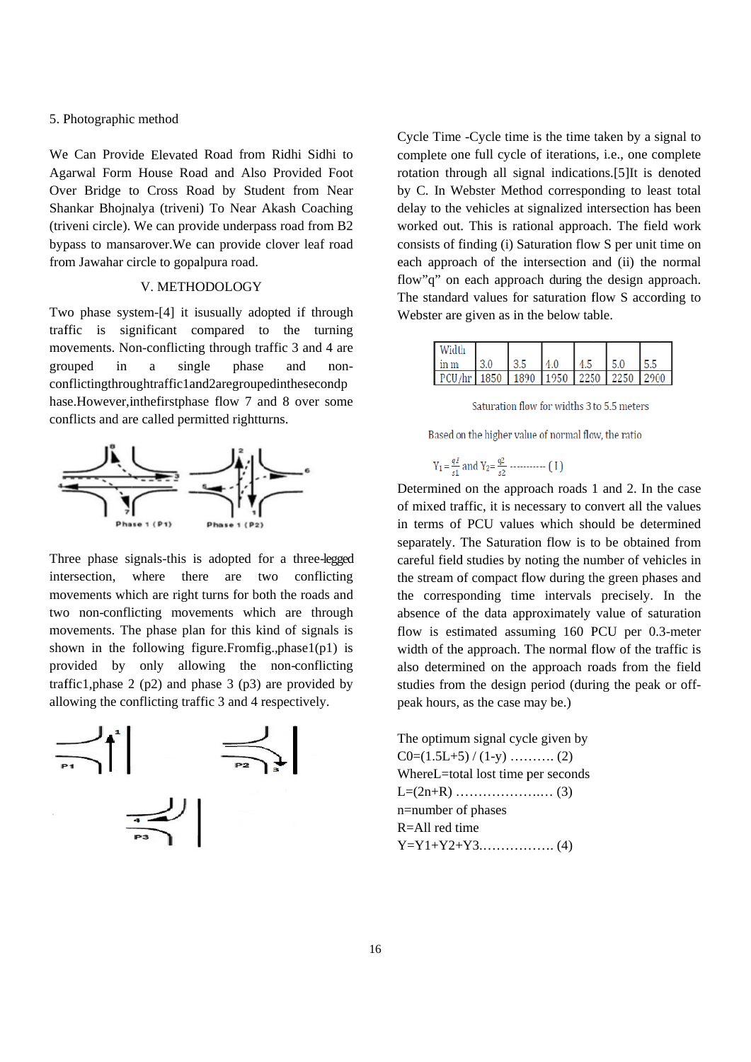5. Photographic method

We Can Provide Elevated Road from Ridhi Sidhi to Agarwal Form House Road and Also Provided Foot Over Bridge to Cross Road by Student from Near Shankar Bhojnalya (triveni) To Near Akash Coaching (triveni circle). We can provide underpass road from B2 bypass to mansarover.We can provide clover leaf road from Jawahar circle to gopalpura road.

## V. METHODOLOGY

Two phase system-[4] it isusually adopted if through traffic is significant compared to the turning movements. Non-conflicting through traffic 3 and 4 are grouped in a single phase and non-conflictingthroughtraffic1and2aregroupedinthesecondphase.However,inthefirstphase flow 7 and 8 over some conflicts and are called permitted rightturns.

Phase 1 (P1) Phase 1 (P2)

Three phase signals-this is adopted for a three-legged intersection, where there are two conflicting movements which are right turns for both the roads and two non-conflicting movements which are through movements. The phase plan for this kind of signals is shown in the following figure.Fromfig.,phase1(p1) is provided by only allowing the non-conflicting traffic1,phase 2 (p2) and phase 3 (p3) are provided by allowing the conflicting traffic 3 and 4 respectively.

Cycle Time -Cycle time is the time taken by a signal to complete one full cycle of iterations, i.e., one complete rotation through all signal indications.[5]It is denoted by C. In Webster Method corresponding to least total delay to the vehicles at signalized intersection has been worked out. This is rational approach. The field work consists of finding (i) Saturation flow S per unit time on each approach of the intersection and (ii) the normal flow"q" on each approach during the design approach. The standard values for saturation flow S according to Webster are given as in the below table.

| Width in m | 3.0 | 3.5 | 4.0 | 4.5 | 5.0 | 5.5 |
|---|---|---|---|---|---|---|
| PCU/hr | 1850 | 1890 | 1950 | 2250 | 2250 | 2900 |

Saturation flow for widths 3 to 5.5 meters

Based on the higher value of normal flow, the ratio

$Y_1 = \frac{q1}{s1}$ and $Y_2 = \frac{q2}{s2}$ ---------- (I)

Determined on the approach roads 1 and 2. In the case of mixed traffic, it is necessary to convert all the values in terms of PCU values which should be determined separately. The Saturation flow is to be obtained from careful field studies by noting the number of vehicles in the stream of compact flow during the green phases and the corresponding time intervals precisely. In the absence of the data approximately value of saturation flow is estimated assuming 160 PCU per 0.3-meter width of the approach. The normal flow of the traffic is also determined on the approach roads from the field studies from the design period (during the peak or off-peak hours, as the case may be.)

The optimum signal cycle given by
$C0=(1.5L+5) / (1-y)$ ………. (2)
WhereL=total lost time per seconds
$L=(2n+R)$ …………………… (3)
n=number of phases
R=All red time
$Y=Y1+Y2+Y3$……………… (4)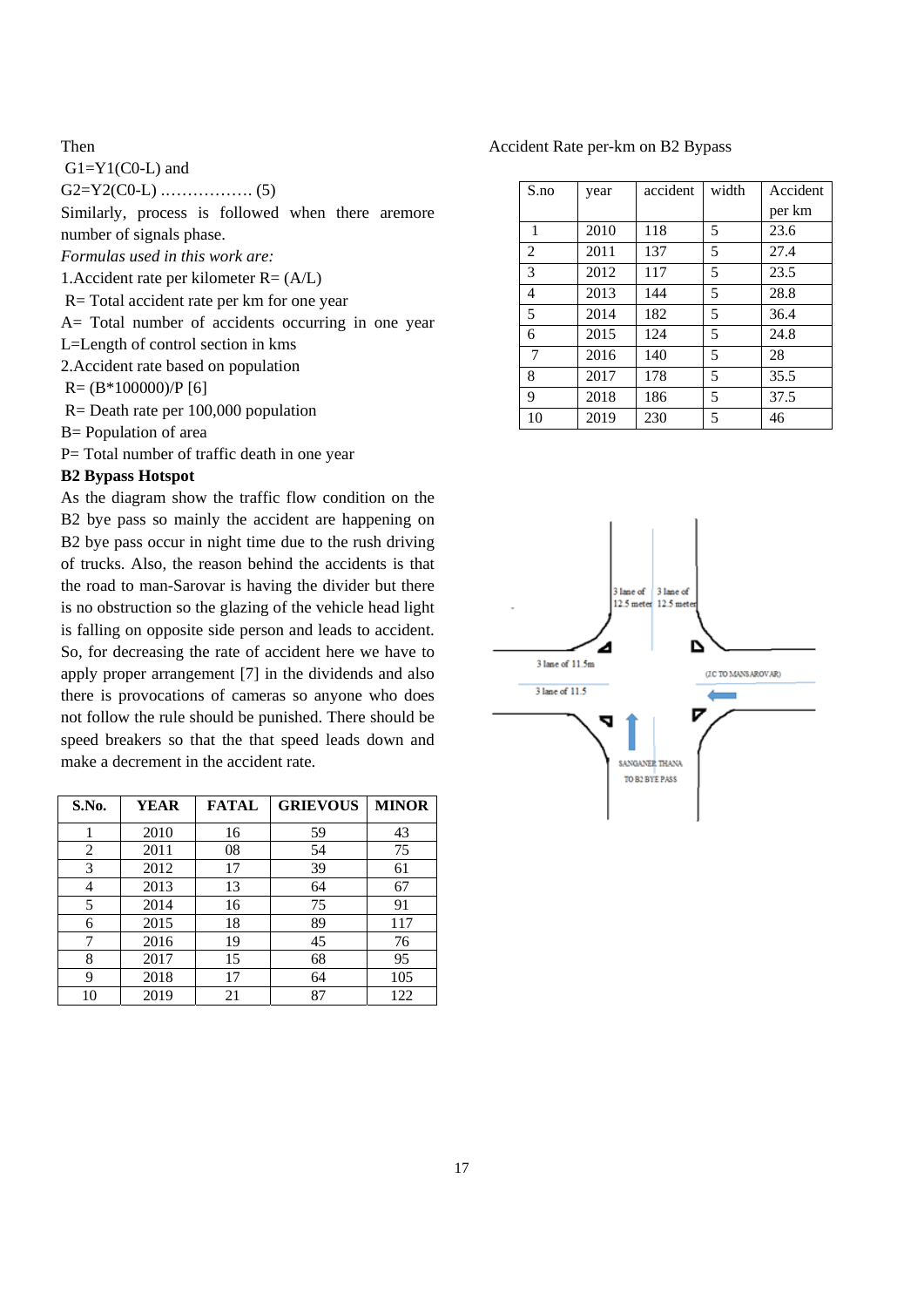Then

$G1=Y1(C0-L)$ and

$G2=Y2(C0-L)$ ................ (5)

Similarly, process is followed when there aremore number of signals phase.

*Formulas used in this work are:*

1.Accident rate per kilometer $R= (A/L)$

R= Total accident rate per km for one year

A= Total number of accidents occurring in one year

L=Length of control section in kms

2.Accident rate based on population

$R= (B*100000)/P$ [6]

R= Death rate per 100,000 population

B= Population of area

P= Total number of traffic death in one year

**B2 Bypass Hotspot**

As the diagram show the traffic flow condition on the B2 bye pass so mainly the accident are happening on B2 bye pass occur in night time due to the rush driving of trucks. Also, the reason behind the accidents is that the road to man-Sarovar is having the divider but there is no obstruction so the glazing of the vehicle head light is falling on opposite side person and leads to accident. So, for decreasing the rate of accident here we have to apply proper arrangement [7] in the dividends and also there is provocations of cameras so anyone who does not follow the rule should be punished. There should be speed breakers so that the that speed leads down and make a decrement in the accident rate.

| S.No. | YEAR | FATAL | GRIEVOUS | MINOR |
|---|---|---|---|---|
| 1 | 2010 | 16 | 59 | 43 |
| 2 | 2011 | 08 | 54 | 75 |
| 3 | 2012 | 17 | 39 | 61 |
| 4 | 2013 | 13 | 64 | 67 |
| 5 | 2014 | 16 | 75 | 91 |
| 6 | 2015 | 18 | 89 | 117 |
| 7 | 2016 | 19 | 45 | 76 |
| 8 | 2017 | 15 | 68 | 95 |
| 9 | 2018 | 17 | 64 | 105 |
| 10 | 2019 | 21 | 87 | 122 |

Accident Rate per-km on B2 Bypass

| S.no | year | accident | width | Accident per km |
|---|---|---|---|---|
| 1 | 2010 | 118 | 5 | 23.6 |
| 2 | 2011 | 137 | 5 | 27.4 |
| 3 | 2012 | 117 | 5 | 23.5 |
| 4 | 2013 | 144 | 5 | 28.8 |
| 5 | 2014 | 182 | 5 | 36.4 |
| 6 | 2015 | 124 | 5 | 24.8 |
| 7 | 2016 | 140 | 5 | 28 |
| 8 | 2017 | 178 | 5 | 35.5 |
| 9 | 2018 | 186 | 5 | 37.5 |
| 10 | 2019 | 230 | 5 | 46 |

3 lane of 12.5 meter 3 lane of 12.5 meter

3 lane of 11.5m

3 lane of 11.5

(JC TO MANSAROVAR)

SANGANER THANA TO B2 BYE PASS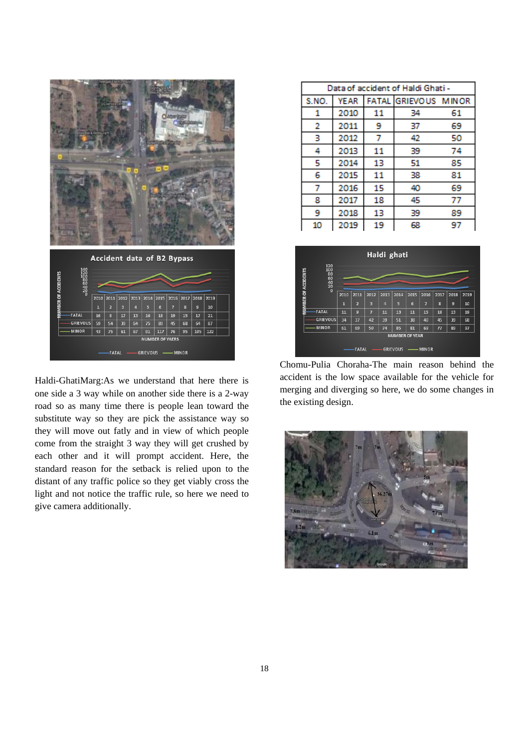| Data of accident of Haldi Ghati - | | | | |
|---|---|---|---|---|
| S.NO. | YEAR | FATAL | GRIEVOUS | MINOR |
| 1 | 2010 | 11 | 34 | 61 |
| 2 | 2011 | 9 | 37 | 69 |
| 3 | 2012 | 7 | 42 | 50 |
| 4 | 2013 | 11 | 39 | 74 |
| 5 | 2014 | 13 | 51 | 85 |
| 6 | 2015 | 11 | 38 | 81 |
| 7 | 2016 | 15 | 40 | 69 |
| 8 | 2017 | 18 | 45 | 77 |
| 9 | 2018 | 13 | 39 | 89 |
| 10 | 2019 | 19 | 68 | 97 |

Haldi-GhatiMarg:As we understand that here there is one side a 3 way while on another side there is a 2-way road so as many time there is people lean toward the substitute way so they are pick the assistance way so they will move out fatly and in view of which people come from the straight 3 way they will get crushed by each other and it will prompt accident. Here, the standard reason for the setback is relied upon to the distant of any traffic police so they get viably cross the light and not notice the traffic rule, so here we need to give camera additionally.

Chomu-Pulia Choraha-The main reason behind the accident is the low space available for the vehicle for merging and diverging so here, we do some changes in the existing design.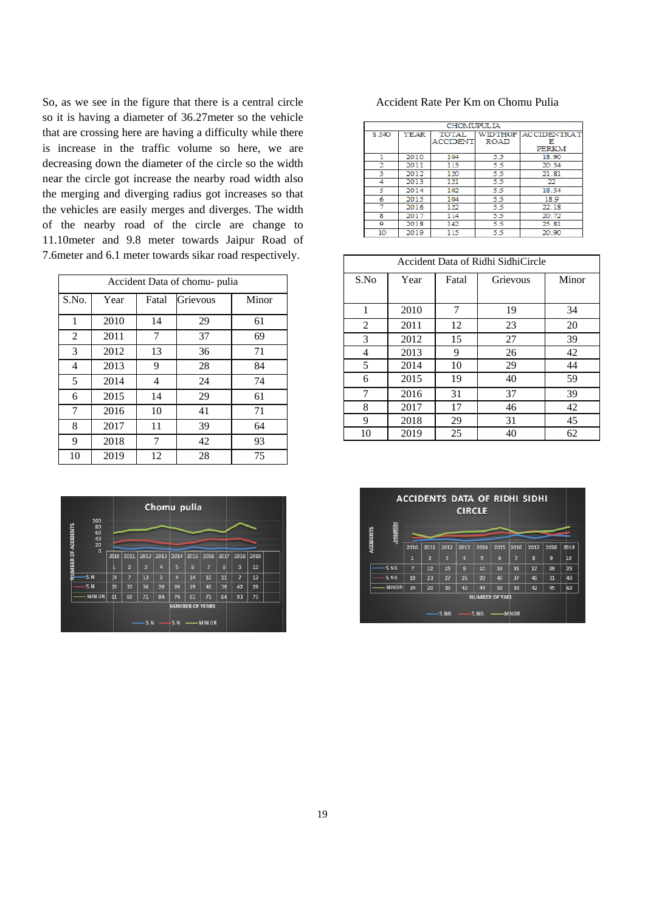So, as we see in the figure that there is a central circle so it is having a diameter of 36.27meter so the vehicle that are crossing here are having a difficulty while there is increase in the traffic volume so here, we are decreasing down the diameter of the circle so the width near the circle got increase the nearby road width also the merging and diverging radius got increases so that the vehicles are easily merges and diverges. The width of the nearby road of the circle are change to 11.10meter and 9.8 meter towards Jaipur Road of 7.6meter and 6.1 meter towards sikar road respectively.

| Accident Data of chomu- pulia | | | | |
|---|---|---|---|---|
| S.No. | Year | Fatal | Grievous | Minor |
| 1 | 2010 | 14 | 29 | 61 |
| 2 | 2011 | 7 | 37 | 69 |
| 3 | 2012 | 13 | 36 | 71 |
| 4 | 2013 | 9 | 28 | 84 |
| 5 | 2014 | 4 | 24 | 74 |
| 6 | 2015 | 14 | 29 | 61 |
| 7 | 2016 | 10 | 41 | 71 |
| 8 | 2017 | 11 | 39 | 64 |
| 9 | 2018 | 7 | 42 | 93 |
| 10 | 2019 | 12 | 28 | 75 |

Accident Rate Per Km on Chomu Pulia

| CHOMUPULIA | | | | |
|---|---|---|---|---|
| S.NO | YEAR | TOTAL ACCIDENT | WIDTHOF ROAD | ACCIDENTRATE PERKM |
| 1 | 2010 | 104 | 5.5 | 18.90 |
| 2 | 2011 | 113 | 5.5 | 20.54 |
| 3 | 2012 | 120 | 5.5 | 21.81 |
| 4 | 2013 | 121 | 5.5 | 22 |
| 5 | 2014 | 102 | 5.5 | 18.54 |
| 6 | 2015 | 104 | 5.5 | 18.9 |
| 7 | 2016 | 122 | 5.5 | 22.18 |
| 8 | 2017 | 114 | 5.5 | 20.72 |
| 9 | 2018 | 142 | 5.5 | 25.81 |
| 10 | 2019 | 115 | 5.5 | 20.90 |

| Accident Data of Ridhi SidhiCircle | | | | |
|---|---|---|---|---|
| S.No | Year | Fatal | Grievous | Minor |
| 1 | 2010 | 7 | 19 | 34 |
| 2 | 2011 | 12 | 23 | 20 |
| 3 | 2012 | 15 | 27 | 39 |
| 4 | 2013 | 9 | 26 | 42 |
| 5 | 2014 | 10 | 29 | 44 |
| 6 | 2015 | 19 | 40 | 59 |
| 7 | 2016 | 31 | 37 | 39 |
| 8 | 2017 | 17 | 46 | 42 |
| 9 | 2018 | 29 | 31 | 45 |
| 10 | 2019 | 25 | 40 | 62 |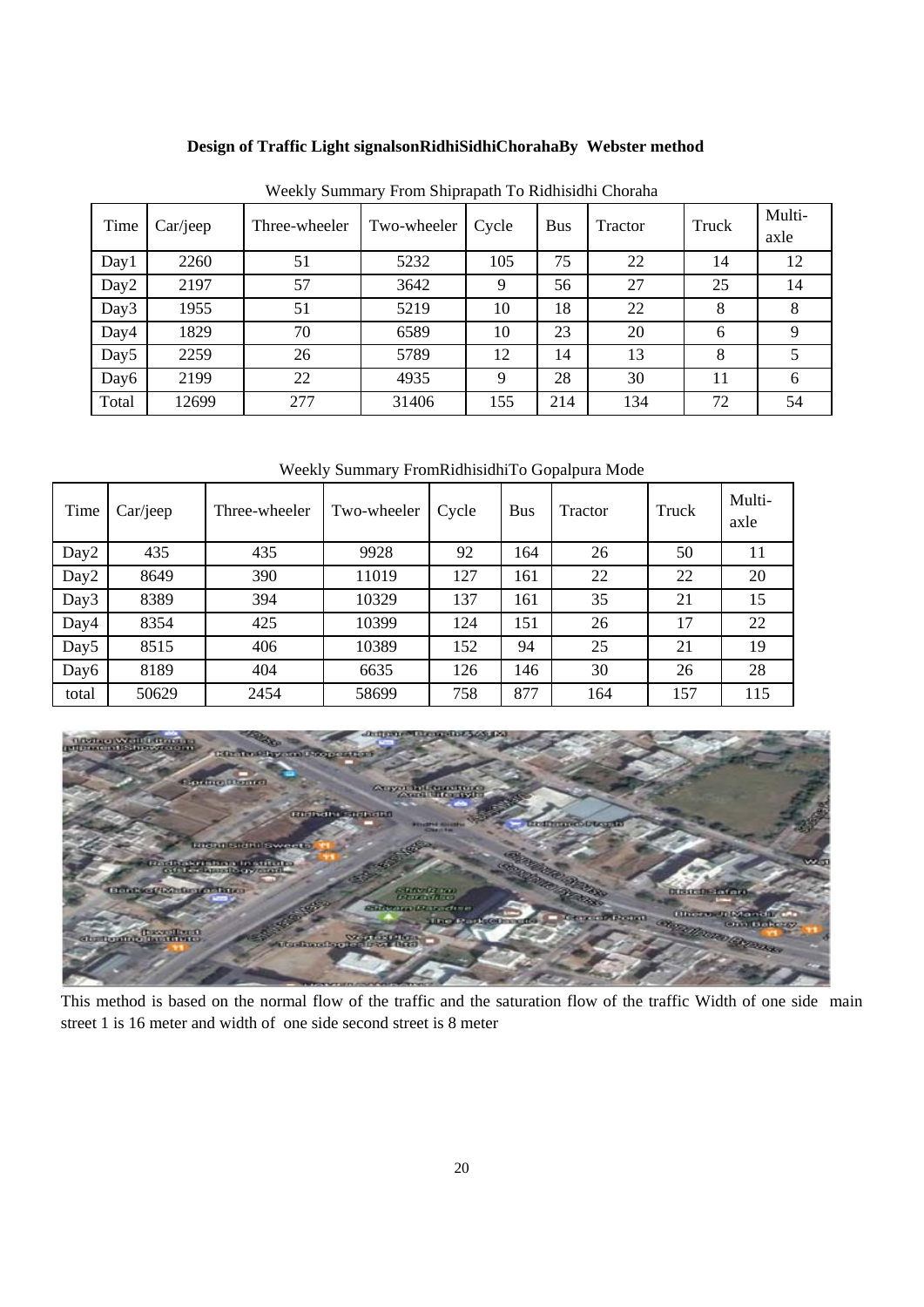**Design of Traffic Light signalsonRidhiSidhiChorahaBy Webster method**

Weekly Summary From Shiprapath To Ridhisidhi Choraha

| Time | Car/jeep | Three-wheeler | Two-wheeler | Cycle | Bus | Tractor | Truck | Multi-axle |
|---|---|---|---|---|---|---|---|---|
| Day1 | 2260 | 51 | 5232 | 105 | 75 | 22 | 14 | 12 |
| Day2 | 2197 | 57 | 3642 | 9 | 56 | 27 | 25 | 14 |
| Day3 | 1955 | 51 | 5219 | 10 | 18 | 22 | 8 | 8 |
| Day4 | 1829 | 70 | 6589 | 10 | 23 | 20 | 6 | 9 |
| Day5 | 2259 | 26 | 5789 | 12 | 14 | 13 | 8 | 5 |
| Day6 | 2199 | 22 | 4935 | 9 | 28 | 30 | 11 | 6 |
| Total | 12699 | 277 | 31406 | 155 | 214 | 134 | 72 | 54 |

Weekly Summary FromRidhisidhiTo Gopalpura Mode

| Time | Car/jeep | Three-wheeler | Two-wheeler | Cycle | Bus | Tractor | Truck | Multi-axle |
|---|---|---|---|---|---|---|---|---|
| Day2 | 435 | 435 | 9928 | 92 | 164 | 26 | 50 | 11 |
| Day2 | 8649 | 390 | 11019 | 127 | 161 | 22 | 22 | 20 |
| Day3 | 8389 | 394 | 10329 | 137 | 161 | 35 | 21 | 15 |
| Day4 | 8354 | 425 | 10399 | 124 | 151 | 26 | 17 | 22 |
| Day5 | 8515 | 406 | 10389 | 152 | 94 | 25 | 21 | 19 |
| Day6 | 8189 | 404 | 6635 | 126 | 146 | 30 | 26 | 28 |
| total | 50629 | 2454 | 58699 | 758 | 877 | 164 | 157 | 115 |

This method is based on the normal flow of the traffic and the saturation flow of the traffic Width of one side main street 1 is 16 meter and width of one side second street is 8 meter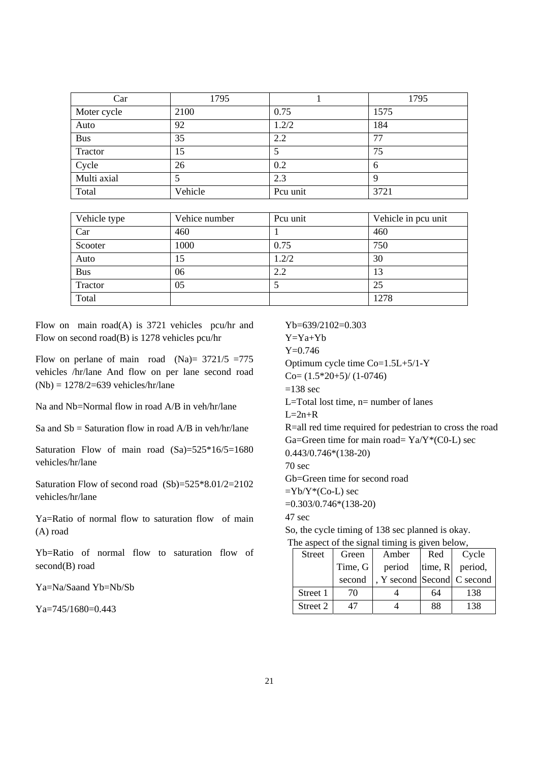| Car | 1795 | 1 | 1795 |
|---|---|---|---|
| Moter cycle | 2100 | 0.75 | 1575 |
| Auto | 92 | 1.2/2 | 184 |
| Bus | 35 | 2.2 | 77 |
| Tractor | 15 | 5 | 75 |
| Cycle | 26 | 0.2 | 6 |
| Multi axial | 5 | 2.3 | 9 |
| Total | Vehicle | Pcu unit | 3721 |

| Vehicle type | Vehice number | Pcu unit | Vehicle in pcu unit |
|---|---|---|---|
| Car | 460 | 1 | 460 |
| Scooter | 1000 | 0.75 | 750 |
| Auto | 15 | 1.2/2 | 30 |
| Bus | 06 | 2.2 | 13 |
| Tractor | 05 | 5 | 25 |
| Total | | | 1278 |

Flow on main road(A) is 3721 vehicles pcu/hr and Flow on second road(B) is 1278 vehicles pcu/hr

Flow on perlane of main road (Na)= 3721/5 =775 vehicles /hr/lane And flow on per lane second road (Nb) = 1278/2=639 vehicles/hr/lane

Na and Nb=Normal flow in road A/B in veh/hr/lane

Sa and Sb = Saturation flow in road A/B in veh/hr/lane

Saturation Flow of main road (Sa)=525*16/5=1680 vehicles/hr/lane

Saturation Flow of second road (Sb)=525*8.01/2=2102 vehicles/hr/lane

Ya=Ratio of normal flow to saturation flow of main (A) road

Yb=Ratio of normal flow to saturation flow of second(B) road

Ya=Na/Saand Yb=Nb/Sb

Ya=745/1680=0.443

Yb=639/2102=0.303

Y=Ya+Yb

Y=0.746

Optimum cycle time Co=1.5L+5/1-Y

Co= (1.5*20+5)/ (1-0746)

=138 sec

L=Total lost time, n= number of lanes

L=2n+R

R=all red time required for pedestrian to cross the road

Ga=Green time for main road= Ya/Y*(C0-L) sec

0.443/0.746*(138-20)

70 sec

Gb=Green time for second road

=Yb/Y*(Co-L) sec

=0.303/0.746*(138-20)

47 sec

So, the cycle timing of 138 sec planned is okay.

The aspect of the signal timing is given below,

| Street | Green Time, G second | Amber period , Y second | Red time, R Second | Cycle period, C second |
|---|---|---|---|---|
| Street 1 | 70 | 4 | 64 | 138 |
| Street 2 | 47 | 4 | 88 | 138 |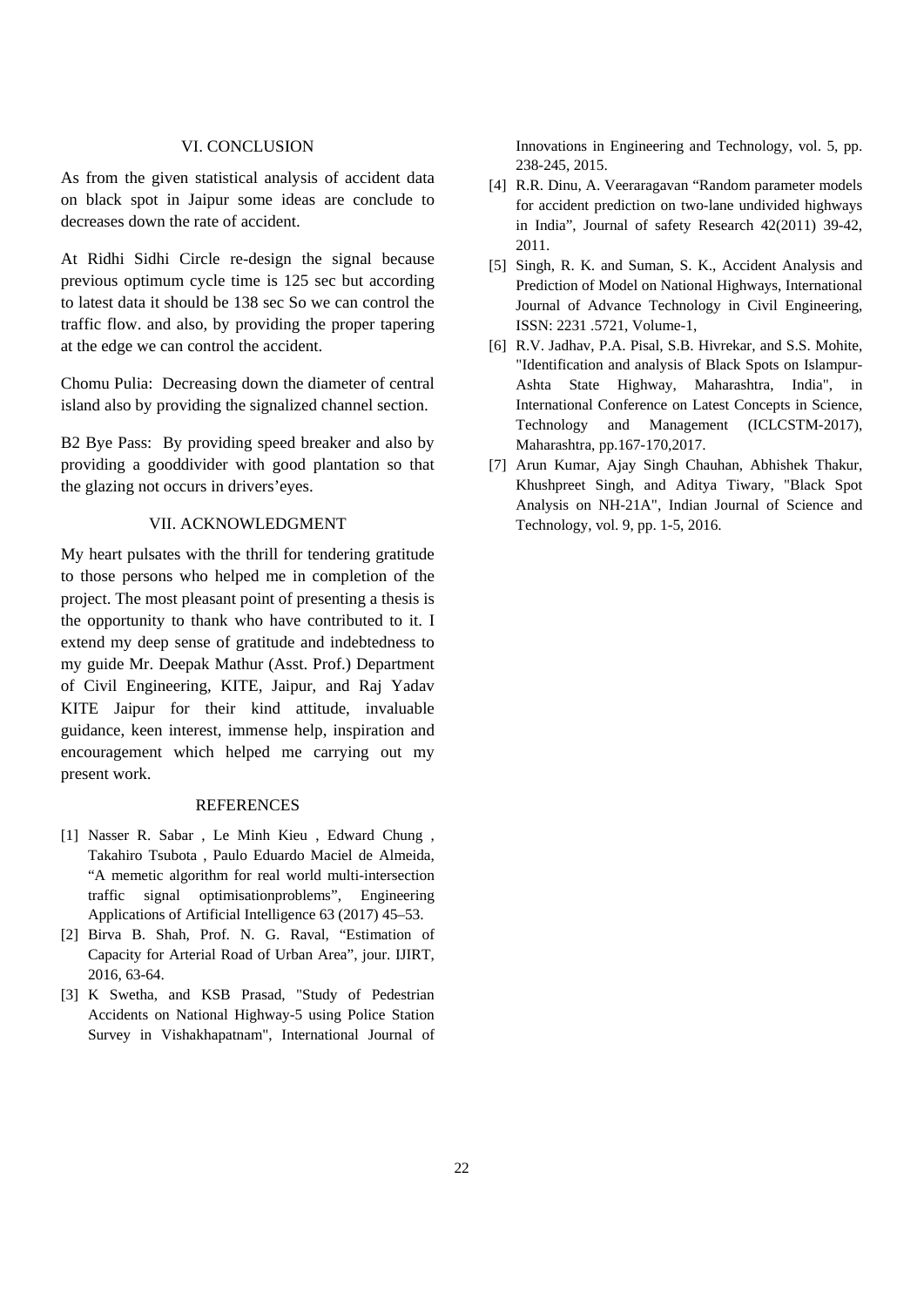## VI. CONCLUSION

As from the given statistical analysis of accident data on black spot in Jaipur some ideas are conclude to decreases down the rate of accident.

At Ridhi Sidhi Circle re-design the signal because previous optimum cycle time is 125 sec but according to latest data it should be 138 sec So we can control the traffic flow. and also, by providing the proper tapering at the edge we can control the accident.

Chomu Pulia: Decreasing down the diameter of central island also by providing the signalized channel section.

B2 Bye Pass: By providing speed breaker and also by providing a gooddivider with good plantation so that the glazing not occurs in drivers'eyes.

## VII. ACKNOWLEDGMENT

My heart pulsates with the thrill for tendering gratitude to those persons who helped me in completion of the project. The most pleasant point of presenting a thesis is the opportunity to thank who have contributed to it. I extend my deep sense of gratitude and indebtedness to my guide Mr. Deepak Mathur (Asst. Prof.) Department of Civil Engineering, KITE, Jaipur, and Raj Yadav KITE Jaipur for their kind attitude, invaluable guidance, keen interest, immense help, inspiration and encouragement which helped me carrying out my present work.

## REFERENCES

[1] Nasser R. Sabar , Le Minh Kieu , Edward Chung , Takahiro Tsubota , Paulo Eduardo Maciel de Almeida, "A memetic algorithm for real world multi-intersection traffic signal optimisationproblems", Engineering Applications of Artificial Intelligence 63 (2017) 45–53.

[2] Birva B. Shah, Prof. N. G. Raval, "Estimation of Capacity for Arterial Road of Urban Area", jour. IJIRT, 2016, 63-64.

[3] K Swetha, and KSB Prasad, "Study of Pedestrian Accidents on National Highway-5 using Police Station Survey in Vishakhapatnam", International Journal of Innovations in Engineering and Technology, vol. 5, pp. 238-245, 2015.

[4] R.R. Dinu, A. Veeraragavan "Random parameter models for accident prediction on two-lane undivided highways in India", Journal of safety Research 42(2011) 39-42, 2011.

[5] Singh, R. K. and Suman, S. K., Accident Analysis and Prediction of Model on National Highways, International Journal of Advance Technology in Civil Engineering, ISSN: 2231 .5721, Volume-1,

[6] R.V. Jadhav, P.A. Pisal, S.B. Hivrekar, and S.S. Mohite, "Identification and analysis of Black Spots on Islampur-Ashta State Highway, Maharashtra, India", in International Conference on Latest Concepts in Science, Technology and Management (ICLCSTM-2017), Maharashtra, pp.167-170,2017.

[7] Arun Kumar, Ajay Singh Chauhan, Abhishek Thakur, Khushpreet Singh, and Aditya Tiwary, "Black Spot Analysis on NH-21A", Indian Journal of Science and Technology, vol. 9, pp. 1-5, 2016.